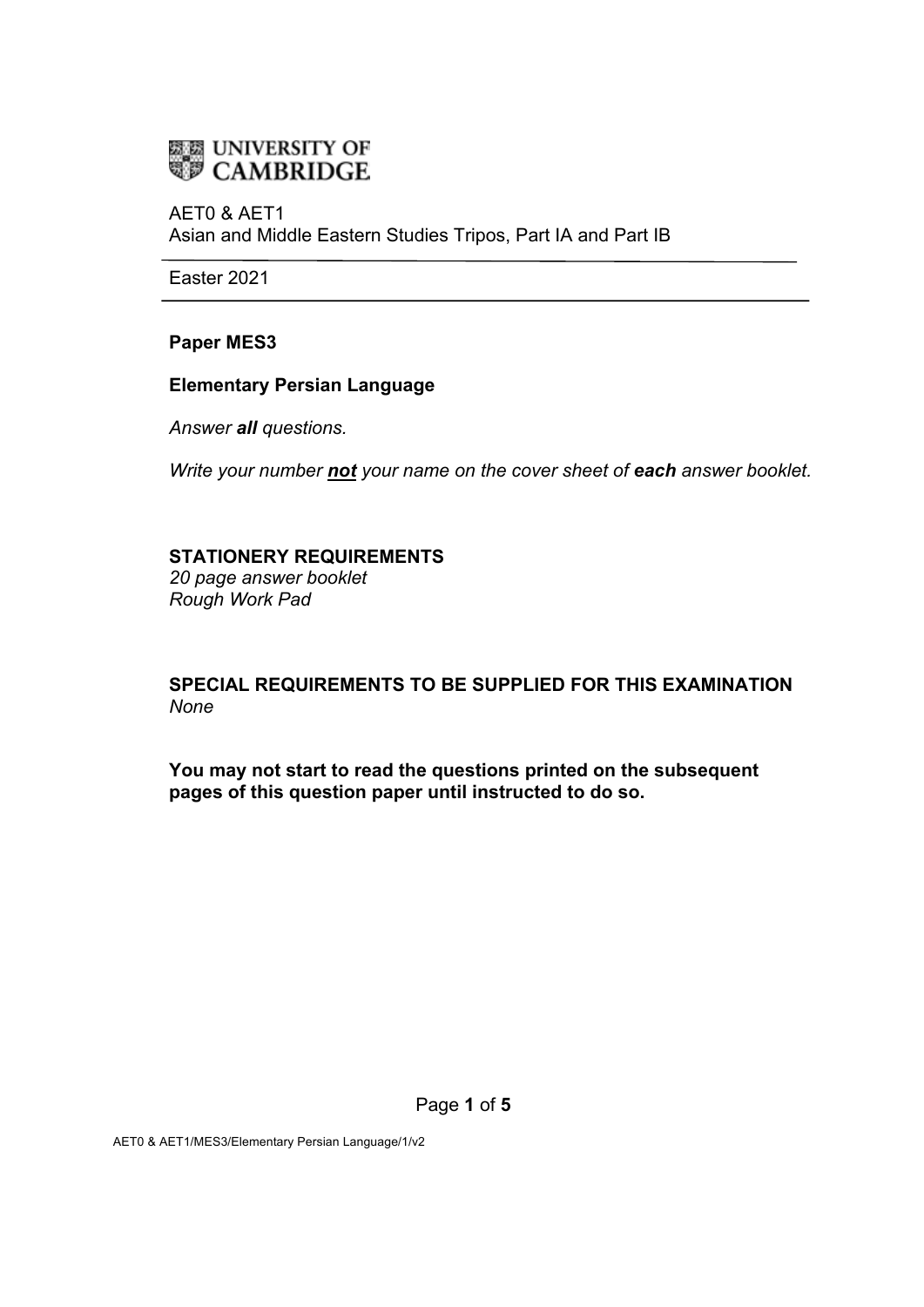UNIVERSITY OF CAMBRIDGE

AET0 & AET1
Asian and Middle Eastern Studies Tripos, Part IA and Part IB

Easter 2021

**Paper MES3**

**Elementary Persian Language**

*Answer **all** questions.*

*Write your number **not** your name on the cover sheet of **each** answer booklet.*

**STATIONERY REQUIREMENTS**
*20 page answer booklet*
*Rough Work Pad*

**SPECIAL REQUIREMENTS TO BE SUPPLIED FOR THIS EXAMINATION**
*None*

**You may not start to read the questions printed on the subsequent pages of this question paper until instructed to do so.**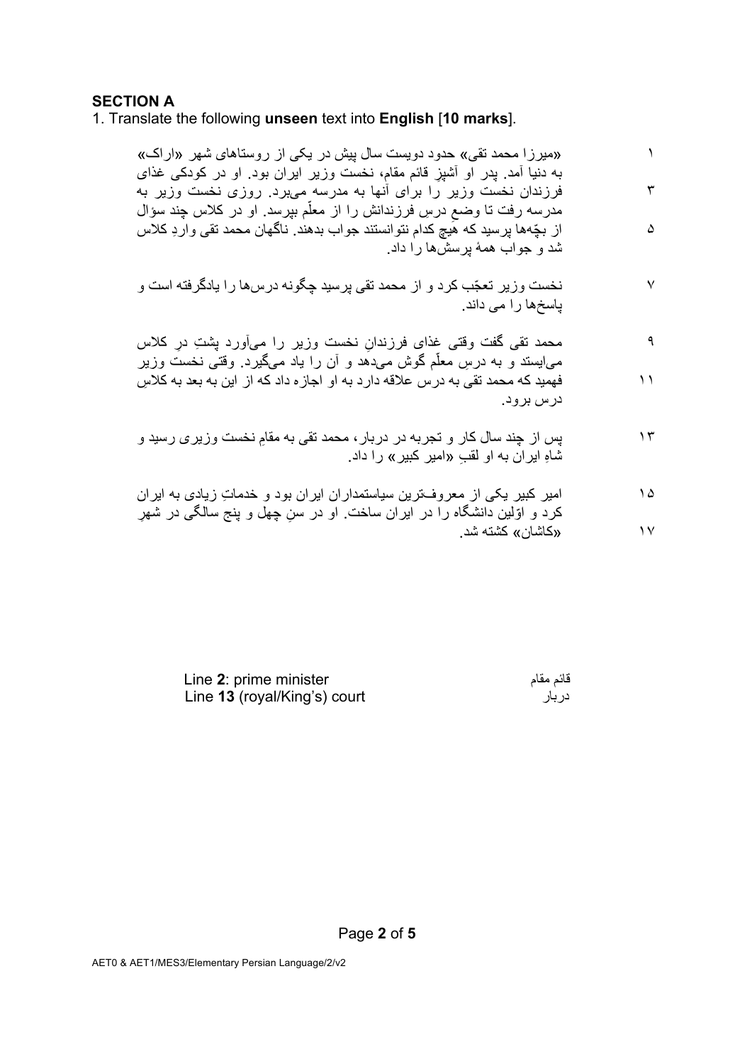## SECTION A

1. Translate the following **unseen** text into **English** [**10 marks**].

۱ «میرزا محمد تقی» حدود دویست سال پیش در یکی از روستاهای شهر «اراک» به دنیا آمد. پدر او آشپزِ قائم مقام، نخست وزیر ایران بود. او در کودکی غذای
۳ فرزندان نخست وزیر را برای آنها به مدرسه می‌برد. روزی نخست وزیر به مدرسه رفت تا وضعِ درسِ فرزندانش را از معلّم بپرسد. او در کلاس چند سؤال
۵ از بچّه‌ها پرسید که هیچ کدام نتوانستند جواب بدهند. ناگهان محمد تقی واردِ کلاس شد و جواب همهٔ پرسش‌ها را داد.

۷ نخست وزیر تعجّب کرد و از محمد تقی پرسید چگونه درس‌ها را یادگرفته است و پاسخ‌ها را می داند.

۹ محمد تقی گفت وقتی غذای فرزندانِ نخست وزیر را می‌آورد پشتِ درِ کلاس می‌ایستد و به درسِ معلّم گوش می‌دهد و آن را یاد می‌گیرد. وقتی نخست وزیر
۱۱ فهمید که محمد تقی به درس علاقه دارد به او اجازه داد که از این به بعد به کلاسِ درس برود.

۱۳ پس از چند سال کار و تجربه در دربار، محمد تقی به مقامِ نخست وزیری رسید و شاهِ ایران به او لقبِ «امیر کبیر» را داد.

۱۵ امیر کبیر یکی از معروف‌ترین سیاستمداران ایران بود و خدماتِ زیادی به ایران کرد و اوّلین دانشگاه را در ایران ساخت. او در سنِ چهل و پنج سالگی در شهرِ
۱۷ «کاشان» کشته شد.

| | |
|---|---|
| Line **2**: prime minister | قائم مقام |
| Line **13** (royal/King's) court | دربار |

AET0 & AET1/MES3/Elementary Persian Language/2/v2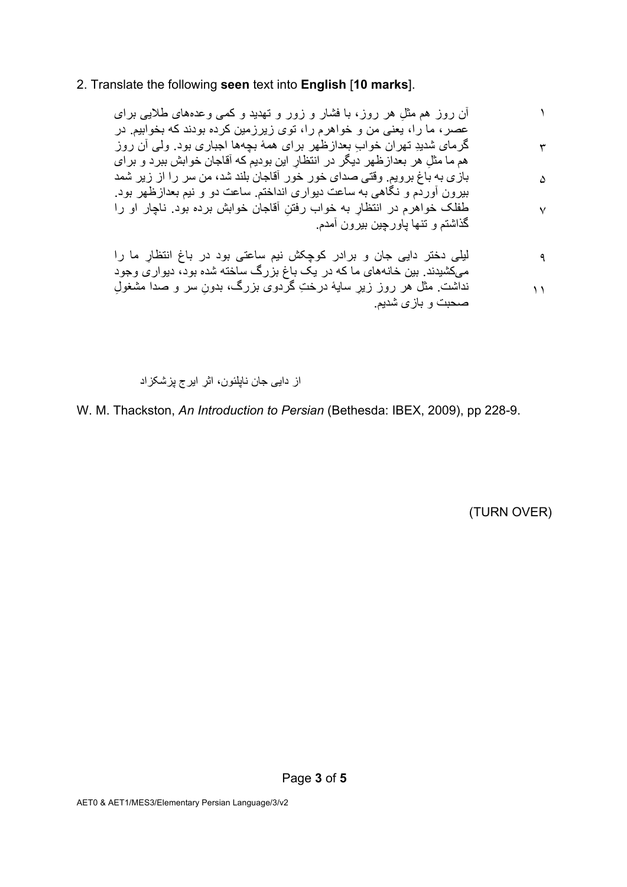2. Translate the following **seen** text into **English** [**10 marks**].

۱ آن روز هم مثلِ هر روز، با فشار و زور و تهدید و کمی وعده‌های طلایی برای عصر، ما را، یعنی من و خواهرم را، توی زیرزمین کرده بودند که بخوابیم. در
۳ گرمای شدیدِ تهران خوابِ بعدازظهر برای همهٔ بچه‌ها اجباری بود. ولی آن روز هم ما مثلِ هر بعدازظهر دیگر در انتظارِ این بودیم که آقاجان خوابش ببرد و برای
۵ بازی به باغ برویم. وقتی صدای خور خور آقاجان بلند شد، من سر را از زیر شمد بیرون آوردم و نگاهی به ساعت دیواری انداختم. ساعت دو و نیم بعدازظهر بود.
۷ طفلک خواهرم در انتظارِ به خواب رفتنِ آقاجان خوابش برده بود. ناچار او را گذاشتم و تنها پاورچین بیرون آمدم.

۹ لیلی دختر دایی جان و برادر کوچکش نیم ساعتی بود در باغ انتظارِ ما را می‌کشیدند. بین خانه‌های ما که در یک باغ بزرگ ساخته شده بود، دیواری وجود
۱۱ نداشت. مثل هر روز زیرِ سایهٔ درختِ گردوی بزرگ، بدونِ سر و صدا مشغولِ صحبت و بازی شدیم.

از دایی جان ناپلئون، اثرِ ایرج پزشکزاد

W. M. Thackston, *An Introduction to Persian* (Bethesda: IBEX, 2009), pp 228-9.

(TURN OVER)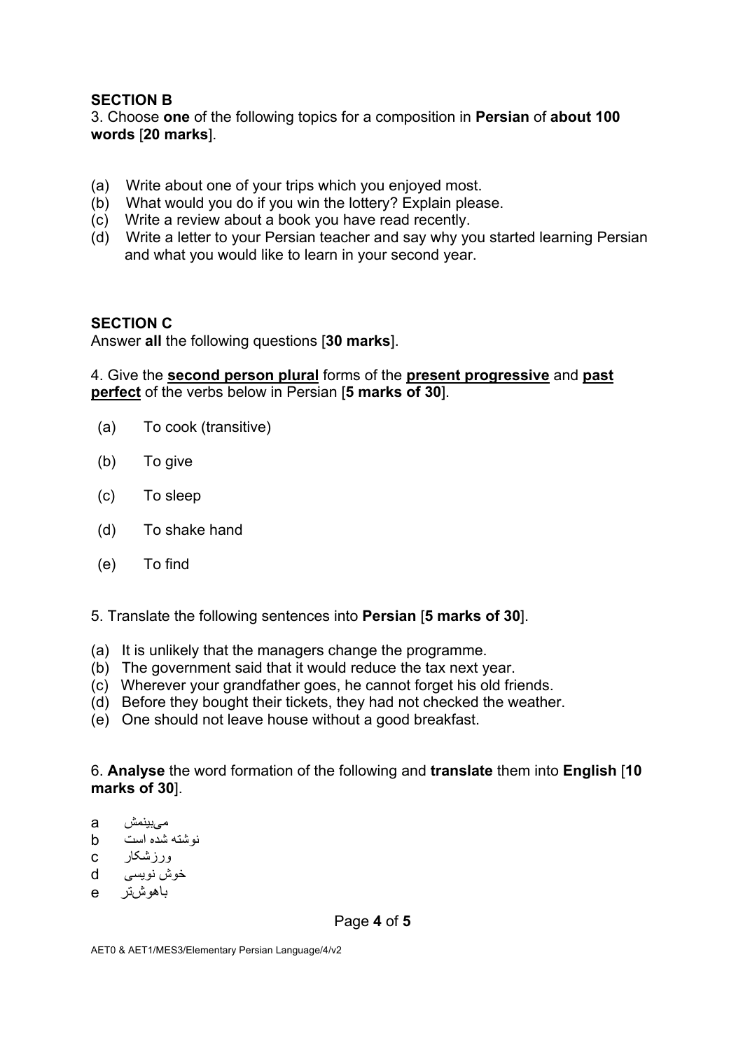**SECTION B**

3. Choose **one** of the following topics for a composition in **Persian** of **about 100 words** [**20 marks**].

(a) Write about one of your trips which you enjoyed most.
(b) What would you do if you win the lottery? Explain please.
(c) Write a review about a book you have read recently.
(d) Write a letter to your Persian teacher and say why you started learning Persian and what you would like to learn in your second year.

**SECTION C**

Answer **all** the following questions [**30 marks**].

4. Give the **second person plural** forms of the **present progressive** and **past perfect** of the verbs below in Persian [**5 marks of 30**].

(a) To cook (transitive)

(b) To give

(c) To sleep

(d) To shake hand

(e) To find

5. Translate the following sentences into **Persian** [**5 marks of 30**].

(a) It is unlikely that the managers change the programme.
(b) The government said that it would reduce the tax next year.
(c) Wherever your grandfather goes, he cannot forget his old friends.
(d) Before they bought their tickets, they had not checked the weather.
(e) One should not leave house without a good breakfast.

6. **Analyse** the word formation of the following and **translate** them into **English** [**10 marks of 30**].

a میبینمش
b نوشته شده است
c ورزشکار
d خوش نویسی
e باهوش‌تر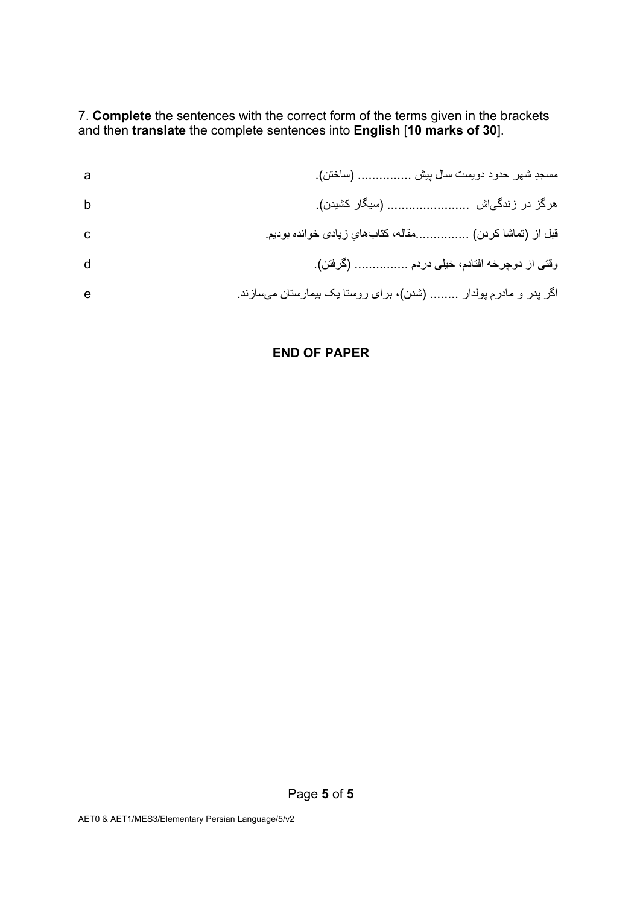7. **Complete** the sentences with the correct form of the terms given in the brackets and then **translate** the complete sentences into **English** [**10 marks of 30**].

a. مسجدِ شهر حدود دویست سال پیش ............... (ساختن).

b. هرگز در زندگی‌اش ...................... (سیگار کشیدن).

c. قبل از (تماشا کردن) ...............مقاله، کتاب‌هایِ زیادی خوانده بودیم.

d. وقتی از دوچرخه افتادم، خیلی دردم ............... (گرفتن).

e. اگر پدر و مادرم پولدار ........ (شدن)، برای روستا یک بیمارستان می‌سازند.

**END OF PAPER**

AET0 & AET1/MES3/Elementary Persian Language/5/v2